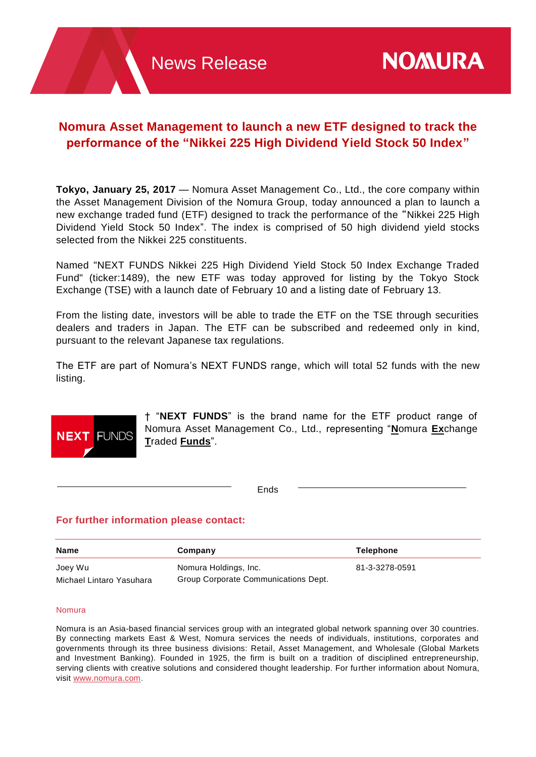News Release

# Nomura Asset Management to launch a new ETF designed to track the performance of the "Nikkei 225 High Dividend Yield Stock 50 Index"

**Tokyo, January 25, 2017** — Nomura Asset Management Co., Ltd., the core company within the Asset Management Division of the Nomura Group, today announced a plan to launch a new exchange traded fund (ETF) designed to track the performance of the "Nikkei 225 High Dividend Yield Stock 50 Index". The index is comprised of 50 high dividend yield stocks selected from the Nikkei 225 constituents.

Named "NEXT FUNDS Nikkei 225 High Dividend Yield Stock 50 Index Exchange Traded Fund" (ticker:1489), the new ETF was today approved for listing by the Tokyo Stock Exchange (TSE) with a launch date of February 10 and a listing date of February 13.

From the listing date, investors will be able to trade the ETF on the TSE through securities dealers and traders in Japan. The ETF can be subscribed and redeemed only in kind, pursuant to the relevant Japanese tax regulations.

The ETF are part of Nomura's NEXT FUNDS range, which will total 52 funds with the new listing.

NEXT FUNDS

† "**NEXT FUNDS**" is the brand name for the ETF product range of Nomura Asset Management Co., Ltd., representing "**N**omura **Ex**change **T**raded **Funds**".

Ends

## For further information please contact:

| Name | Company | Telephone |
|---|---|---|
| Joey Wu | Nomura Holdings, Inc. | 81-3-3278-0591 |
| Michael Lintaro Yasuhara | Group Corporate Communications Dept. | |

### Nomura

Nomura is an Asia-based financial services group with an integrated global network spanning over 30 countries. By connecting markets East & West, Nomura services the needs of individuals, institutions, corporates and governments through its three business divisions: Retail, Asset Management, and Wholesale (Global Markets and Investment Banking). Founded in 1925, the firm is built on a tradition of disciplined entrepreneurship, serving clients with creative solutions and considered thought leadership. For further information about Nomura, visit www.nomura.com.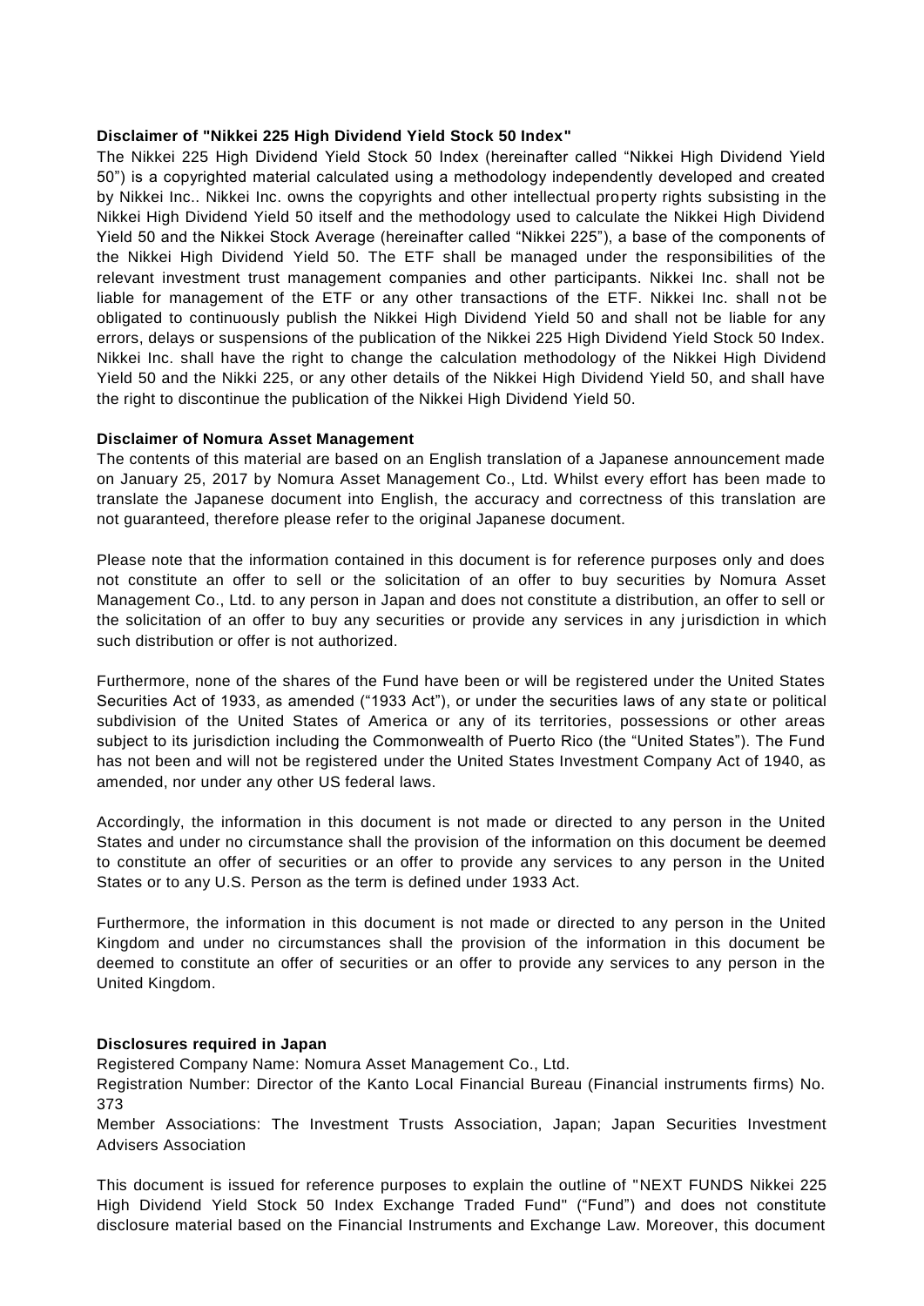**Disclaimer of "Nikkei 225 High Dividend Yield Stock 50 Index"**

The Nikkei 225 High Dividend Yield Stock 50 Index (hereinafter called "Nikkei High Dividend Yield 50") is a copyrighted material calculated using a methodology independently developed and created by Nikkei Inc.. Nikkei Inc. owns the copyrights and other intellectual property rights subsisting in the Nikkei High Dividend Yield 50 itself and the methodology used to calculate the Nikkei High Dividend Yield 50 and the Nikkei Stock Average (hereinafter called "Nikkei 225"), a base of the components of the Nikkei High Dividend Yield 50. The ETF shall be managed under the responsibilities of the relevant investment trust management companies and other participants. Nikkei Inc. shall not be liable for management of the ETF or any other transactions of the ETF. Nikkei Inc. shall not be obligated to continuously publish the Nikkei High Dividend Yield 50 and shall not be liable for any errors, delays or suspensions of the publication of the Nikkei 225 High Dividend Yield Stock 50 Index. Nikkei Inc. shall have the right to change the calculation methodology of the Nikkei High Dividend Yield 50 and the Nikki 225, or any other details of the Nikkei High Dividend Yield 50, and shall have the right to discontinue the publication of the Nikkei High Dividend Yield 50.

**Disclaimer of Nomura Asset Management**

The contents of this material are based on an English translation of a Japanese announcement made on January 25, 2017 by Nomura Asset Management Co., Ltd. Whilst every effort has been made to translate the Japanese document into English, the accuracy and correctness of this translation are not guaranteed, therefore please refer to the original Japanese document.

Please note that the information contained in this document is for reference purposes only and does not constitute an offer to sell or the solicitation of an offer to buy securities by Nomura Asset Management Co., Ltd. to any person in Japan and does not constitute a distribution, an offer to sell or the solicitation of an offer to buy any securities or provide any services in any jurisdiction in which such distribution or offer is not authorized.

Furthermore, none of the shares of the Fund have been or will be registered under the United States Securities Act of 1933, as amended ("1933 Act"), or under the securities laws of any state or political subdivision of the United States of America or any of its territories, possessions or other areas subject to its jurisdiction including the Commonwealth of Puerto Rico (the "United States"). The Fund has not been and will not be registered under the United States Investment Company Act of 1940, as amended, nor under any other US federal laws.

Accordingly, the information in this document is not made or directed to any person in the United States and under no circumstance shall the provision of the information on this document be deemed to constitute an offer of securities or an offer to provide any services to any person in the United States or to any U.S. Person as the term is defined under 1933 Act.

Furthermore, the information in this document is not made or directed to any person in the United Kingdom and under no circumstances shall the provision of the information in this document be deemed to constitute an offer of securities or an offer to provide any services to any person in the United Kingdom.

**Disclosures required in Japan**

Registered Company Name: Nomura Asset Management Co., Ltd.

Registration Number: Director of the Kanto Local Financial Bureau (Financial instruments firms) No. 373

Member Associations: The Investment Trusts Association, Japan; Japan Securities Investment Advisers Association

This document is issued for reference purposes to explain the outline of "NEXT FUNDS Nikkei 225 High Dividend Yield Stock 50 Index Exchange Traded Fund" ("Fund") and does not constitute disclosure material based on the Financial Instruments and Exchange Law. Moreover, this document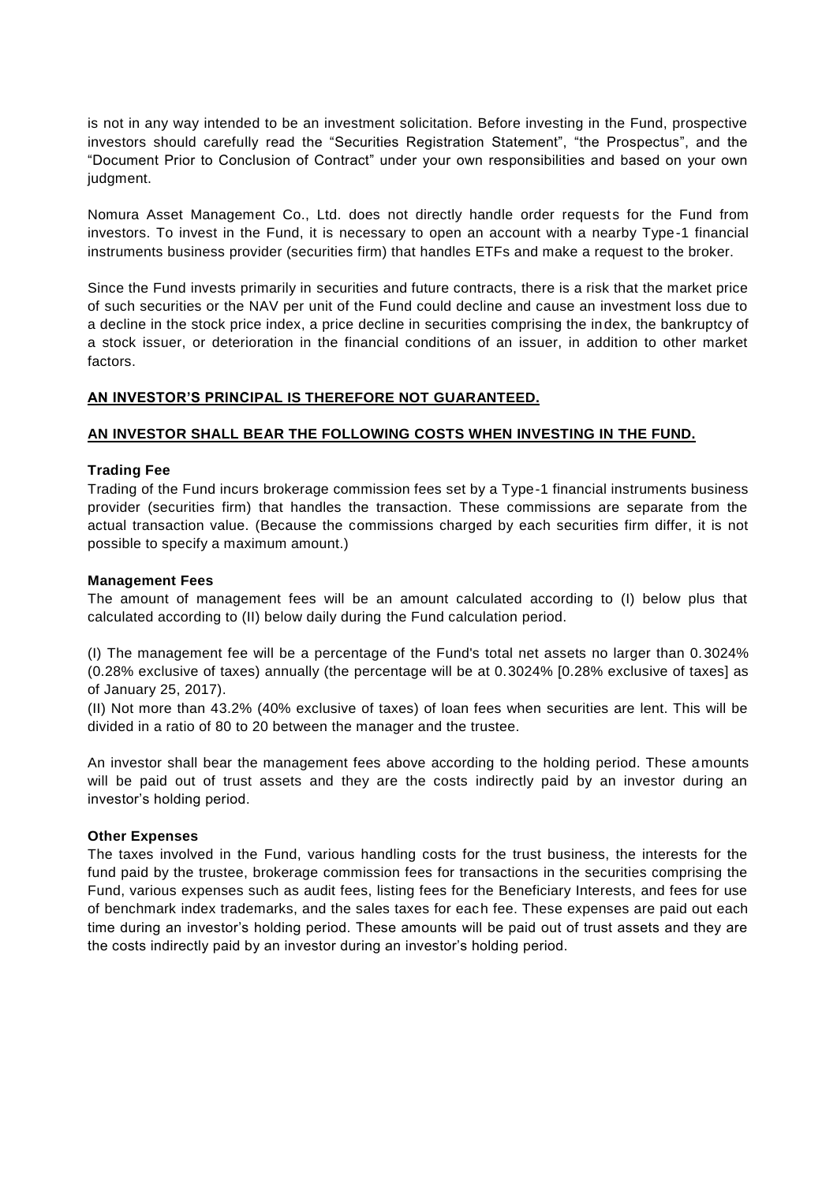is not in any way intended to be an investment solicitation. Before investing in the Fund, prospective investors should carefully read the "Securities Registration Statement", "the Prospectus", and the "Document Prior to Conclusion of Contract" under your own responsibilities and based on your own judgment.

Nomura Asset Management Co., Ltd. does not directly handle order requests for the Fund from investors. To invest in the Fund, it is necessary to open an account with a nearby Type-1 financial instruments business provider (securities firm) that handles ETFs and make a request to the broker.

Since the Fund invests primarily in securities and future contracts, there is a risk that the market price of such securities or the NAV per unit of the Fund could decline and cause an investment loss due to a decline in the stock price index, a price decline in securities comprising the index, the bankruptcy of a stock issuer, or deterioration in the financial conditions of an issuer, in addition to other market factors.

**AN INVESTOR'S PRINCIPAL IS THEREFORE NOT GUARANTEED.**

**AN INVESTOR SHALL BEAR THE FOLLOWING COSTS WHEN INVESTING IN THE FUND.**

**Trading Fee**

Trading of the Fund incurs brokerage commission fees set by a Type-1 financial instruments business provider (securities firm) that handles the transaction. These commissions are separate from the actual transaction value. (Because the commissions charged by each securities firm differ, it is not possible to specify a maximum amount.)

**Management Fees**

The amount of management fees will be an amount calculated according to (I) below plus that calculated according to (II) below daily during the Fund calculation period.

(I) The management fee will be a percentage of the Fund's total net assets no larger than 0.3024% (0.28% exclusive of taxes) annually (the percentage will be at 0.3024% [0.28% exclusive of taxes] as of January 25, 2017).

(II) Not more than 43.2% (40% exclusive of taxes) of loan fees when securities are lent. This will be divided in a ratio of 80 to 20 between the manager and the trustee.

An investor shall bear the management fees above according to the holding period. These amounts will be paid out of trust assets and they are the costs indirectly paid by an investor during an investor's holding period.

**Other Expenses**

The taxes involved in the Fund, various handling costs for the trust business, the interests for the fund paid by the trustee, brokerage commission fees for transactions in the securities comprising the Fund, various expenses such as audit fees, listing fees for the Beneficiary Interests, and fees for use of benchmark index trademarks, and the sales taxes for each fee. These expenses are paid out each time during an investor's holding period. These amounts will be paid out of trust assets and they are the costs indirectly paid by an investor during an investor's holding period.